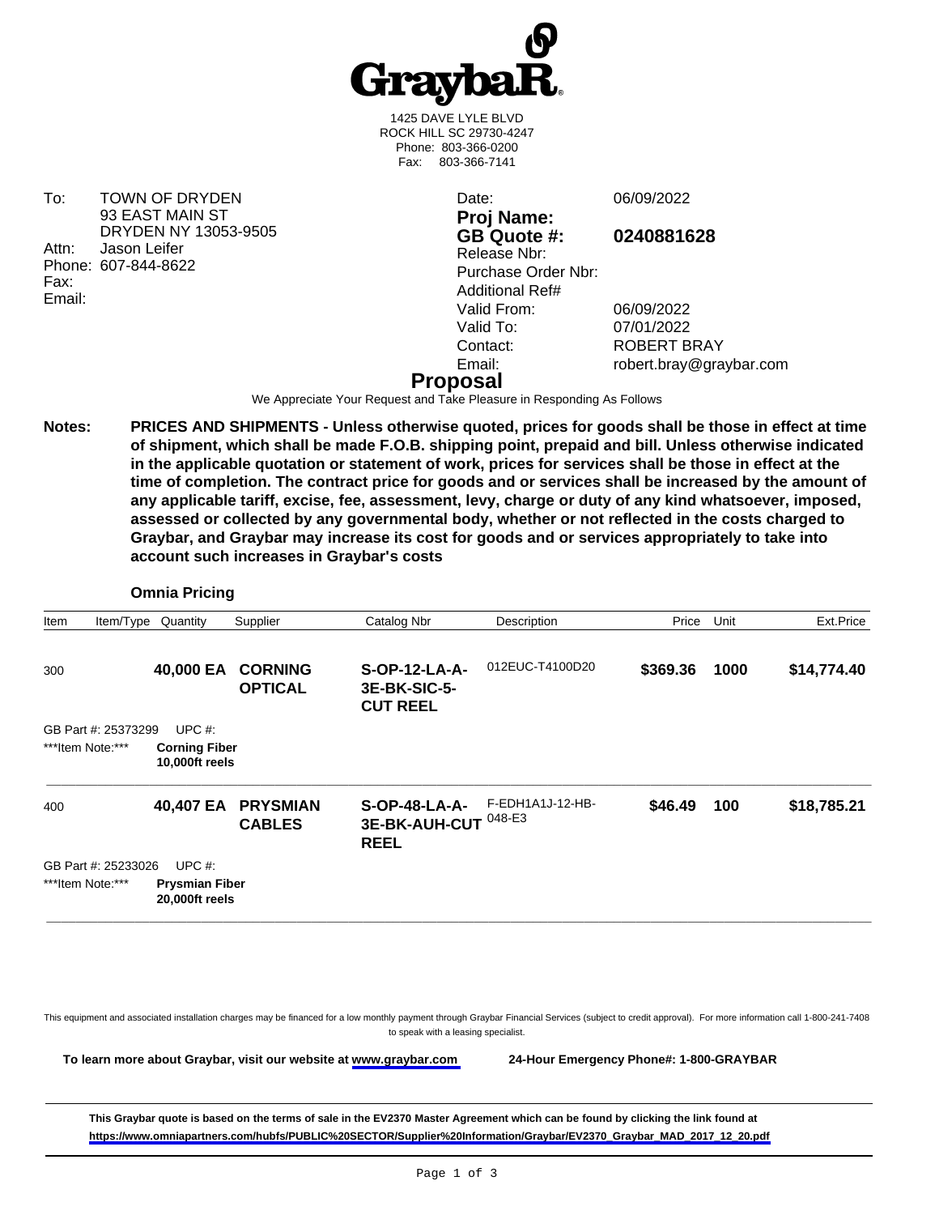# GraybaR

1425 DAVE LYLE BLVD
ROCK HILL SC 29730-4247
Phone: 803-366-0200
Fax: 803-366-7141

To: TOWN OF DRYDEN
93 EAST MAIN ST
DRYDEN NY 13053-9505
Attn: Jason Leifer
Phone: 607-844-8622
Fax:
Email:

| | |
|---|---|
| Date: | 06/09/2022 |
| **Proj Name:** | |
| **GB Quote #:** | **0240881628** |
| Release Nbr: | |
| Purchase Order Nbr: | |
| Additional Ref# | |
| Valid From: | 06/09/2022 |
| Valid To: | 07/01/2022 |
| Contact: | ROBERT BRAY |
| Email: | robert.bray@graybar.com |

## Proposal

We Appreciate Your Request and Take Pleasure in Responding As Follows

**Notes:** **PRICES AND SHIPMENTS - Unless otherwise quoted, prices for goods shall be those in effect at time of shipment, which shall be made F.O.B. shipping point, prepaid and bill. Unless otherwise indicated in the applicable quotation or statement of work, prices for services shall be those in effect at the time of completion. The contract price for goods and or services shall be increased by the amount of any applicable tariff, excise, fee, assessment, levy, charge or duty of any kind whatsoever, imposed, assessed or collected by any governmental body, whether or not reflected in the costs charged to Graybar, and Graybar may increase its cost for goods and or services appropriately to take into account such increases in Graybar's costs**

**Omnia Pricing**

| Item | Item/Type | Quantity | Supplier | Catalog Nbr | Description | Price | Unit | Ext.Price |
|---|---|---|---|---|---|---|---|---|
| 300 | | **40,000 EA** | **CORNING OPTICAL** | **S-OP-12-LA-A-3E-BK-SIC-5-CUT REEL** | 012EUC-T4100D20 | **$369.36** | **1000** | **$14,774.40** |
| GB Part #: 25373299 | | UPC #: | | | | | | |
| ***Item Note:*** | | **Corning Fiber 10,000ft reels** | | | | | | |
| 400 | | **40,407 EA** | **PRYSMIAN CABLES** | **S-OP-48-LA-A-3E-BK-AUH-CUT REEL** | F-EDH1A1J-12-HB-048-E3 | **$46.49** | **100** | **$18,785.21** |
| GB Part #: 25233026 | | UPC #: | | | | | | |
| ***Item Note:*** | | **Prysmian Fiber 20,000ft reels** | | | | | | |

This equipment and associated installation charges may be financed for a low monthly payment through Graybar Financial Services (subject to credit approval). For more information call 1-800-241-7408 to speak with a leasing specialist.

**To learn more about Graybar, visit our website at www.graybar.com** **24-Hour Emergency Phone#: 1-800-GRAYBAR**

**This Graybar quote is based on the terms of sale in the EV2370 Master Agreement which can be found by clicking the link found at https://www.omniapartners.com/hubfs/PUBLIC%20SECTOR/Supplier%20Information/Graybar/EV2370_Graybar_MAD_2017_12_20.pdf**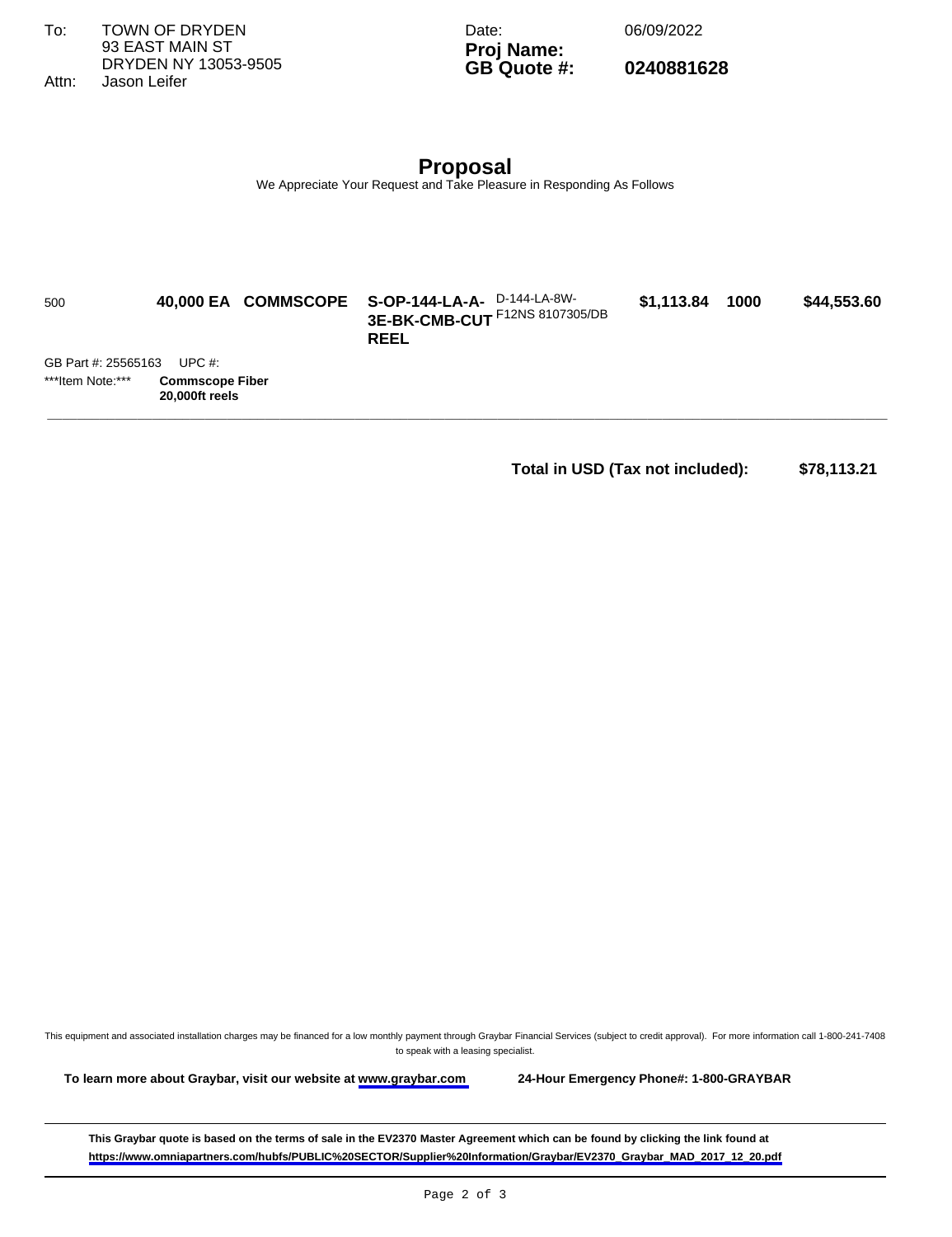| | |
|---|---|
| To: | TOWN OF DRYDEN<br>93 EAST MAIN ST<br>DRYDEN NY 13053-9505 |
| Attn: | Jason Leifer |

| | |
|---|---|
| Date: | 06/09/2022 |
| **Proj Name:** | |
| **GB Quote #:** | **0240881628** |

## Proposal

We Appreciate Your Request and Take Pleasure in Responding As Follows

| | | | | | | | |
|---|---|---|---|---|---|---|---|
| 500 | **40,000 EA** | **COMMSCOPE** | **S-OP-144-LA-A-3E-BK-CMB-CUT REEL** | D-144-LA-8W-F12NS 8107305/DB | **$1,113.84** | **1000** | **$44,553.60** |

GB Part #: 25565163 UPC #:

***Item Note:*** **Commscope Fiber 20,000ft reels**

**Total in USD (Tax not included): $78,113.21**

This equipment and associated installation charges may be financed for a low monthly payment through Graybar Financial Services (subject to credit approval). For more information call 1-800-241-7408 to speak with a leasing specialist.

**To learn more about Graybar, visit our website at www.graybar.com** **24-Hour Emergency Phone#: 1-800-GRAYBAR**

**This Graybar quote is based on the terms of sale in the EV2370 Master Agreement which can be found by clicking the link found at https://www.omniapartners.com/hubfs/PUBLIC%20SECTOR/Supplier%20Information/Graybar/EV2370_Graybar_MAD_2017_12_20.pdf**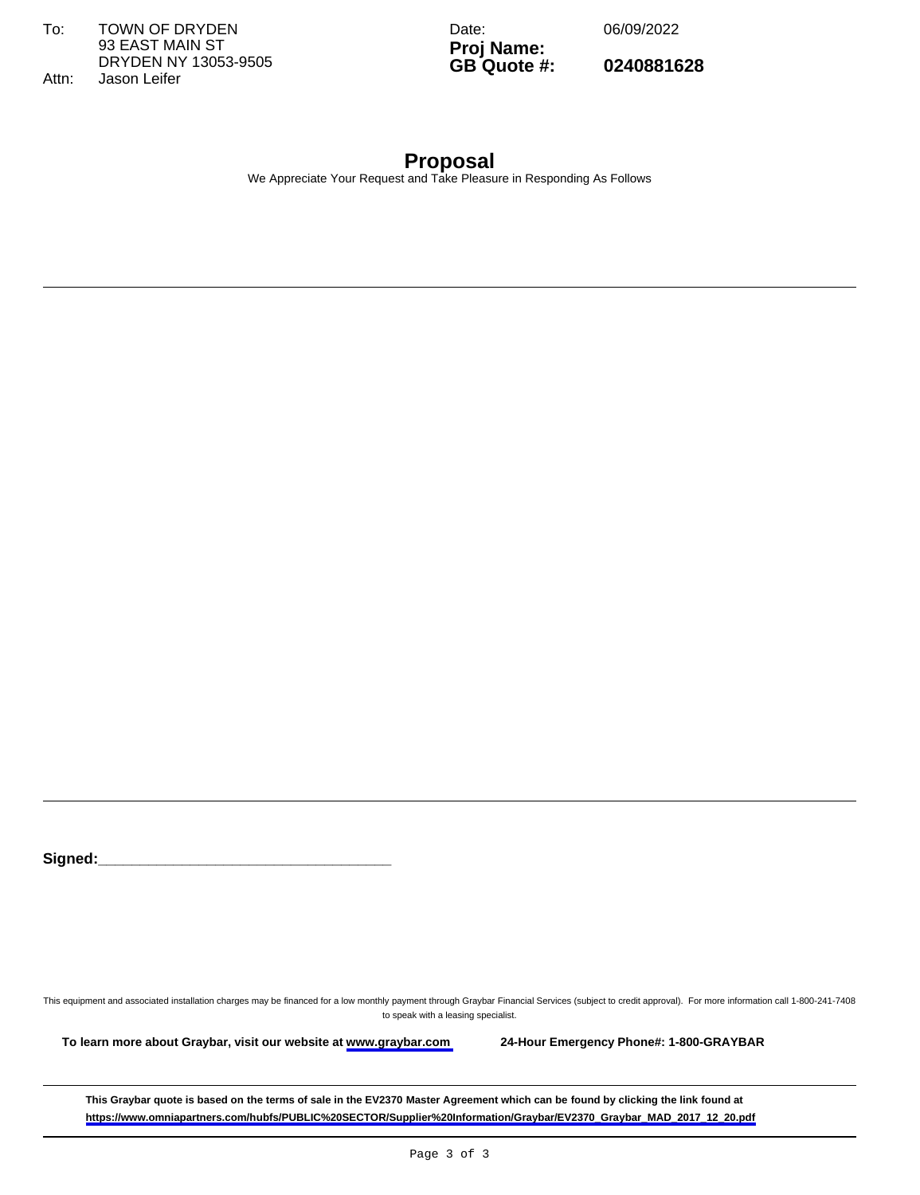To: TOWN OF DRYDEN
93 EAST MAIN ST
DRYDEN NY 13053-9505
Attn: Jason Leifer

Date: 06/09/2022
**Proj Name:**
**GB Quote #: 0240881628**

## Proposal

We Appreciate Your Request and Take Pleasure in Responding As Follows

---

---

**Signed:\_\_\_\_\_\_\_\_\_\_\_\_\_\_\_\_\_\_\_\_\_\_\_\_\_\_\_\_\_\_\_\_\_\_\_\_**

This equipment and associated installation charges may be financed for a low monthly payment through Graybar Financial Services (subject to credit approval). For more information call 1-800-241-7408 to speak with a leasing specialist.

**To learn more about Graybar, visit our website at www.graybar.com** **24-Hour Emergency Phone#: 1-800-GRAYBAR**

**This Graybar quote is based on the terms of sale in the EV2370 Master Agreement which can be found by clicking the link found at https://www.omniapartners.com/hubfs/PUBLIC%20SECTOR/Supplier%20Information/Graybar/EV2370_Graybar_MAD_2017_12_20.pdf**